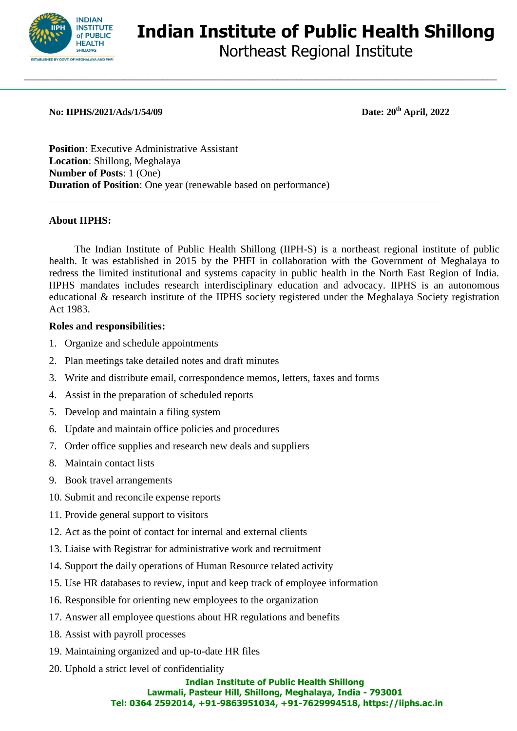# Indian Institute of Public Health Shillong

Northeast Regional Institute

**No: IIPHS/2021/Ads/1/54/09** **Date: 20th April, 2022**

**Position**: Executive Administrative Assistant
**Location**: Shillong, Meghalaya
**Number of Posts**: 1 (One)
**Duration of Position**: One year (renewable based on performance)

---

**About IIPHS:**

The Indian Institute of Public Health Shillong (IIPH-S) is a northeast regional institute of public health. It was established in 2015 by the PHFI in collaboration with the Government of Meghalaya to redress the limited institutional and systems capacity in public health in the North East Region of India. IIPHS mandates includes research interdisciplinary education and advocacy. IIPHS is an autonomous educational & research institute of the IIPHS society registered under the Meghalaya Society registration Act 1983.

**Roles and responsibilities:**

1. Organize and schedule appointments
2. Plan meetings take detailed notes and draft minutes
3. Write and distribute email, correspondence memos, letters, faxes and forms
4. Assist in the preparation of scheduled reports
5. Develop and maintain a filing system
6. Update and maintain office policies and procedures
7. Order office supplies and research new deals and suppliers
8. Maintain contact lists
9. Book travel arrangements
10. Submit and reconcile expense reports
11. Provide general support to visitors
12. Act as the point of contact for internal and external clients
13. Liaise with Registrar for administrative work and recruitment
14. Support the daily operations of Human Resource related activity
15. Use HR databases to review, input and keep track of employee information
16. Responsible for orienting new employees to the organization
17. Answer all employee questions about HR regulations and benefits
18. Assist with payroll processes
19. Maintaining organized and up-to-date HR files
20. Uphold a strict level of confidentiality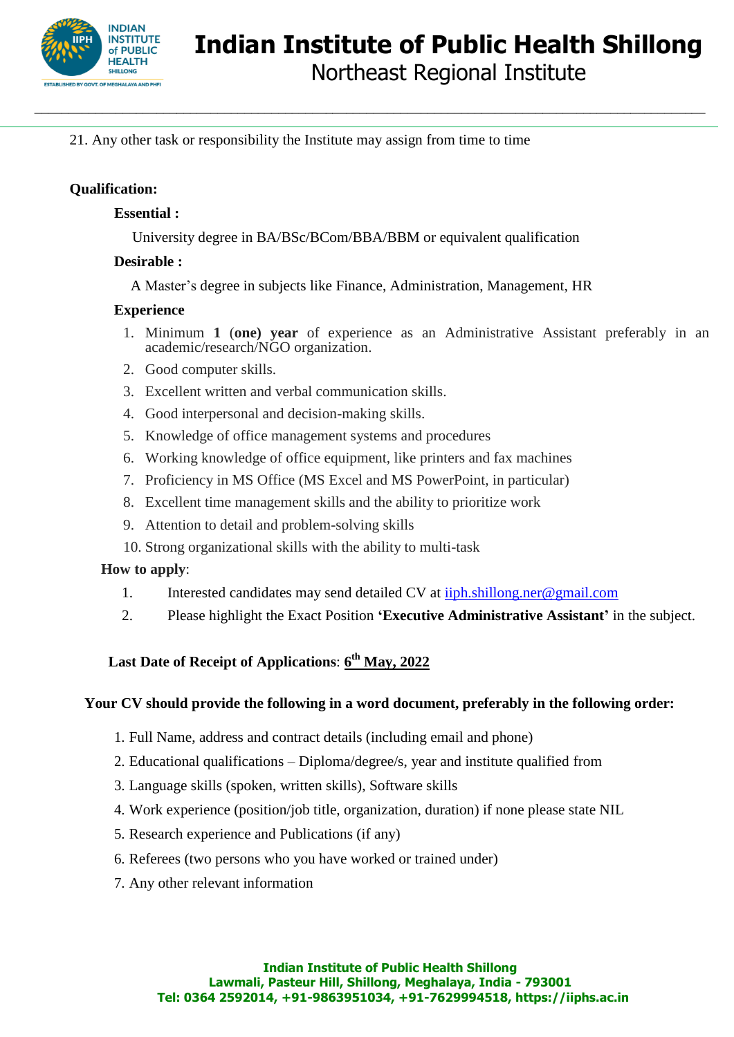21. Any other task or responsibility the Institute may assign from time to time

**Qualification:**

**Essential :**

University degree in BA/BSc/BCom/BBA/BBM or equivalent qualification

**Desirable :**

A Master's degree in subjects like Finance, Administration, Management, HR

**Experience**

1. Minimum **1 (one) year** of experience as an Administrative Assistant preferably in an academic/research/NGO organization.
2. Good computer skills.
3. Excellent written and verbal communication skills.
4. Good interpersonal and decision-making skills.
5. Knowledge of office management systems and procedures
6. Working knowledge of office equipment, like printers and fax machines
7. Proficiency in MS Office (MS Excel and MS PowerPoint, in particular)
8. Excellent time management skills and the ability to prioritize work
9. Attention to detail and problem-solving skills
10. Strong organizational skills with the ability to multi-task

**How to apply**:

1. Interested candidates may send detailed CV at iiph.shillong.ner@gmail.com
2. Please highlight the Exact Position **'Executive Administrative Assistant'** in the subject.

**Last Date of Receipt of Applications**: **6th May, 2022**

**Your CV should provide the following in a word document, preferably in the following order:**

1. Full Name, address and contract details (including email and phone)
2. Educational qualifications – Diploma/degree/s, year and institute qualified from
3. Language skills (spoken, written skills), Software skills
4. Work experience (position/job title, organization, duration) if none please state NIL
5. Research experience and Publications (if any)
6. Referees (two persons who you have worked or trained under)
7. Any other relevant information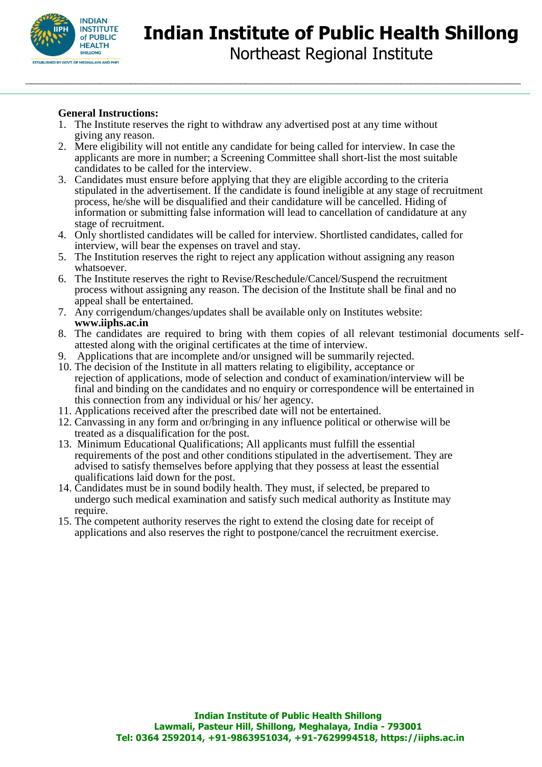**General Instructions:**

1. The Institute reserves the right to withdraw any advertised post at any time without giving any reason.
2. Mere eligibility will not entitle any candidate for being called for interview. In case the applicants are more in number; a Screening Committee shall short-list the most suitable candidates to be called for the interview.
3. Candidates must ensure before applying that they are eligible according to the criteria stipulated in the advertisement. If the candidate is found ineligible at any stage of recruitment process, he/she will be disqualified and their candidature will be cancelled. Hiding of information or submitting false information will lead to cancellation of candidature at any stage of recruitment.
4. Only shortlisted candidates will be called for interview. Shortlisted candidates, called for interview, will bear the expenses on travel and stay.
5. The Institution reserves the right to reject any application without assigning any reason whatsoever.
6. The Institute reserves the right to Revise/Reschedule/Cancel/Suspend the recruitment process without assigning any reason. The decision of the Institute shall be final and no appeal shall be entertained.
7. Any corrigendum/changes/updates shall be available only on Institutes website: **www.iiphs.ac.in**
8. The candidates are required to bring with them copies of all relevant testimonial documents self-attested along with the original certificates at the time of interview.
9. Applications that are incomplete and/or unsigned will be summarily rejected.
10. The decision of the Institute in all matters relating to eligibility, acceptance or rejection of applications, mode of selection and conduct of examination/interview will be final and binding on the candidates and no enquiry or correspondence will be entertained in this connection from any individual or his/ her agency.
11. Applications received after the prescribed date will not be entertained.
12. Canvassing in any form and or/bringing in any influence political or otherwise will be treated as a disqualification for the post.
13. Minimum Educational Qualifications; All applicants must fulfill the essential requirements of the post and other conditions stipulated in the advertisement. They are advised to satisfy themselves before applying that they possess at least the essential qualifications laid down for the post.
14. Candidates must be in sound bodily health. They must, if selected, be prepared to undergo such medical examination and satisfy such medical authority as Institute may require.
15. The competent authority reserves the right to extend the closing date for receipt of applications and also reserves the right to postpone/cancel the recruitment exercise.